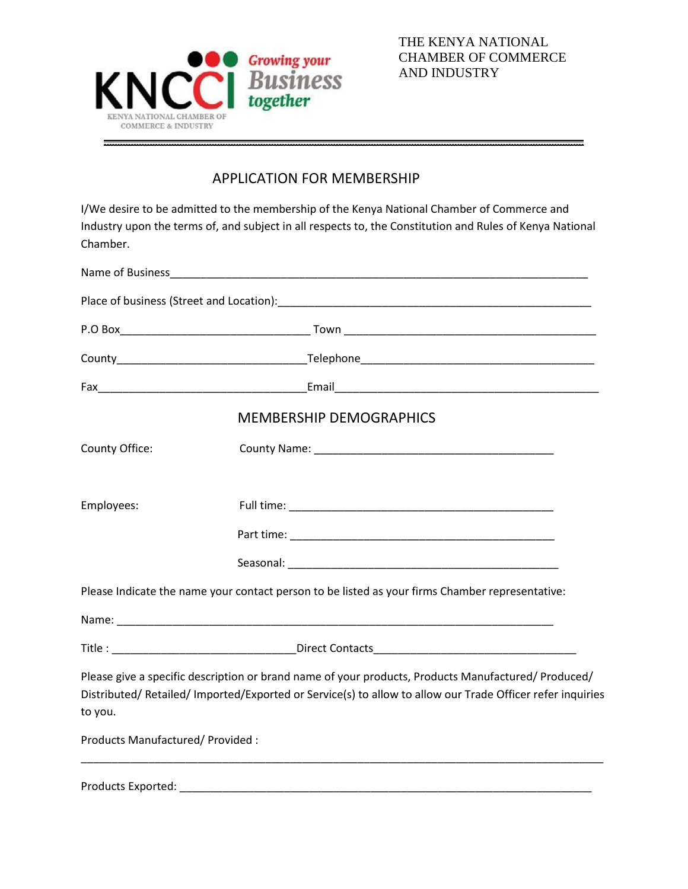KNCCI Growing your Business together

KENYA NATIONAL CHAMBER OF COMMERCE & INDUSTRY

THE KENYA NATIONAL CHAMBER OF COMMERCE AND INDUSTRY

## APPLICATION FOR MEMBERSHIP

I/We desire to be admitted to the membership of the Kenya National Chamber of Commerce and Industry upon the terms of, and subject in all respects to, the Constitution and Rules of Kenya National Chamber.

Name of Business_______________________________________________________________________

Place of business (Street and Location):_______________________________________________________

P.O Box______________________________ Town ________________________________________

County______________________________Telephone_____________________________________

Fax_________________________________Email__________________________________________

## MEMBERSHIP DEMOGRAPHICS

County Office: County Name: ______________________________________

Employees: Full time: __________________________________________

Part time: __________________________________________

Seasonal: ___________________________________________

Please Indicate the name your contact person to be listed as your firms Chamber representative:

Name: _______________________________________________________________________

Title : _____________________________Direct Contacts________________________________

Please give a specific description or brand name of your products, Products Manufactured/ Produced/ Distributed/ Retailed/ Imported/Exported or Service(s) to allow to allow our Trade Officer refer inquiries to you.

Products Manufactured/ Provided :

____________________________________________________________________________________

Products Exported: _________________________________________________________________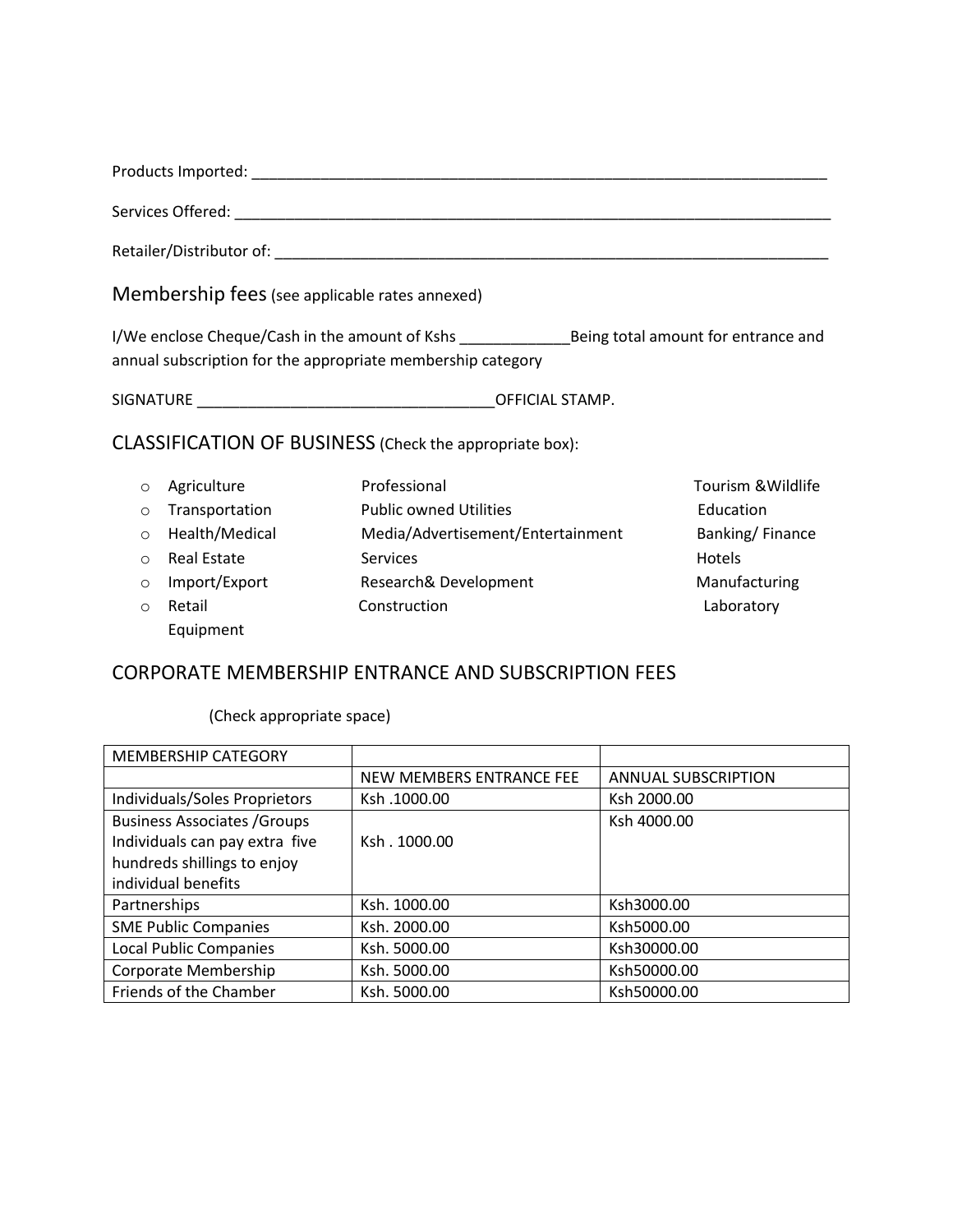Products Imported: ______________________________________________________________________

Services Offered: ________________________________________________________________________

Retailer/Distributor of: ___________________________________________________________________

## Membership fees (see applicable rates annexed)

I/We enclose Cheque/Cash in the amount of Kshs _____________Being total amount for entrance and annual subscription for the appropriate membership category

SIGNATURE ___________________________________OFFICIAL STAMP.

## CLASSIFICATION OF BUSINESS (Check the appropriate box):

- Agriculture
- Transportation
- Health/Medical
- Real Estate
- Import/Export
- Retail Equipment

Professional
Public owned Utilities
Media/Advertisement/Entertainment
Services
Research& Development
Construction

Tourism &Wildlife
Education
Banking/ Finance
Hotels
Manufacturing
Laboratory

## CORPORATE MEMBERSHIP ENTRANCE AND SUBSCRIPTION FEES

(Check appropriate space)

| MEMBERSHIP CATEGORY | | |
|---|---|---|
| | NEW MEMBERS ENTRANCE FEE | ANNUAL SUBSCRIPTION |
| Individuals/Soles Proprietors | Ksh .1000.00 | Ksh 2000.00 |
| Business Associates /Groups Individuals can pay extra five hundreds shillings to enjoy individual benefits | Ksh . 1000.00 | Ksh 4000.00 |
| Partnerships | Ksh. 1000.00 | Ksh3000.00 |
| SME Public Companies | Ksh. 2000.00 | Ksh5000.00 |
| Local Public Companies | Ksh. 5000.00 | Ksh30000.00 |
| Corporate Membership | Ksh. 5000.00 | Ksh50000.00 |
| Friends of the Chamber | Ksh. 5000.00 | Ksh50000.00 |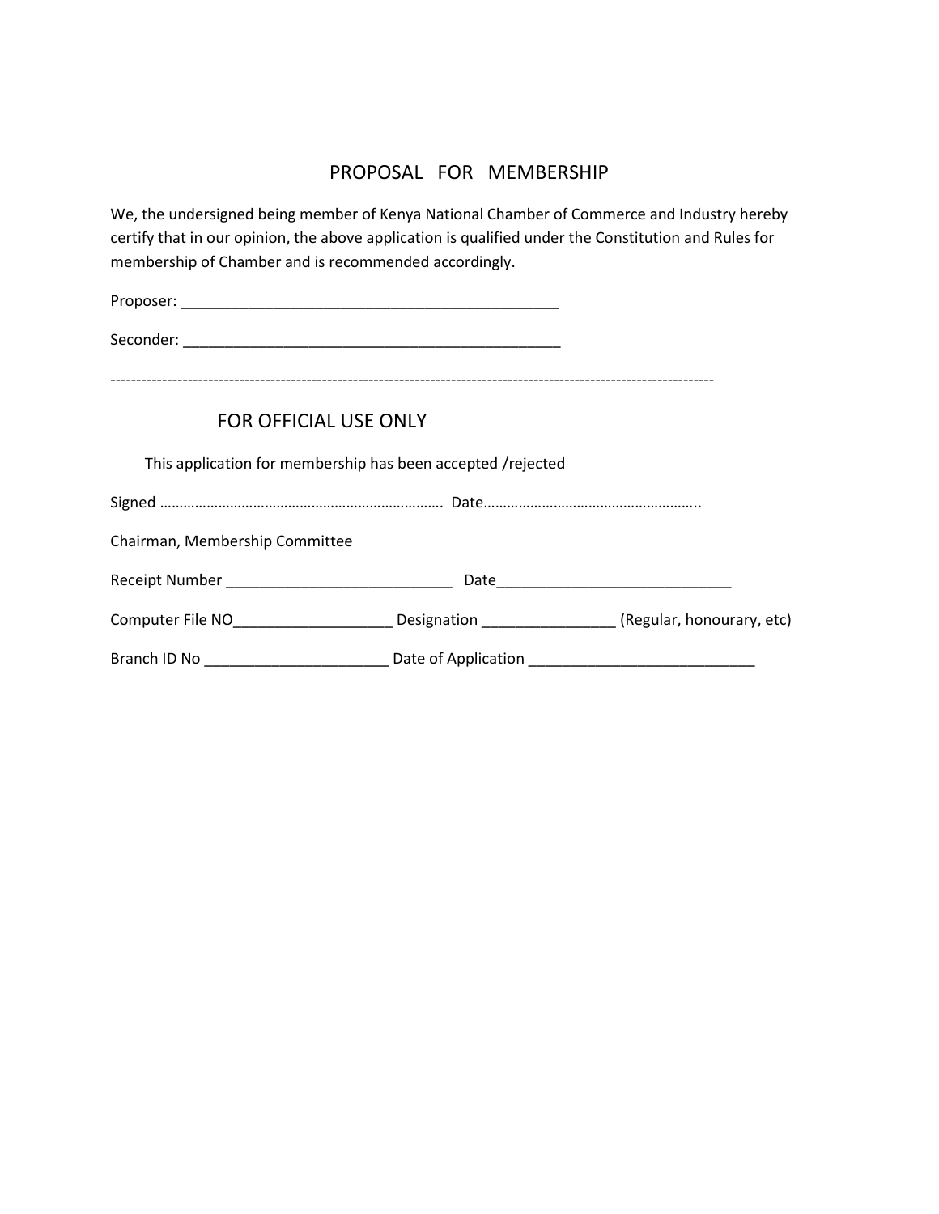## PROPOSAL FOR MEMBERSHIP

We, the undersigned being member of Kenya National Chamber of Commerce and Industry hereby certify that in our opinion, the above application is qualified under the Constitution and Rules for membership of Chamber and is recommended accordingly.

Proposer: _______________________________________________

Seconder: _______________________________________________

---

## FOR OFFICIAL USE ONLY

This application for membership has been accepted /rejected

Signed ………………………………………………………………. Date………………………………………………..

Chairman, Membership Committee

Receipt Number ___________________________ Date____________________________

Computer File NO___________________ Designation _______________ (Regular, honourary, etc)

Branch ID No ______________________ Date of Application ___________________________